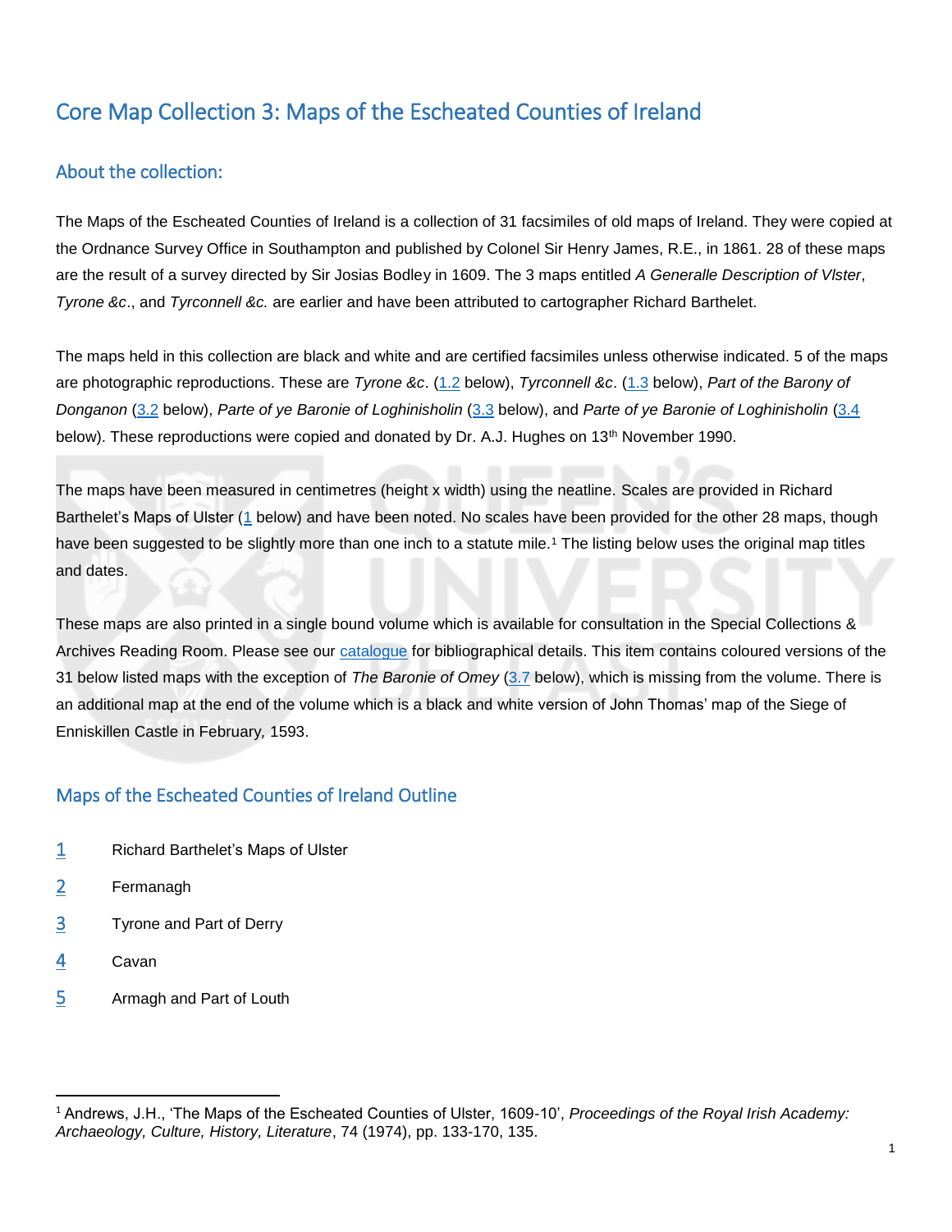# Core Map Collection 3: Maps of the Escheated Counties of Ireland

## About the collection:

The Maps of the Escheated Counties of Ireland is a collection of 31 facsimiles of old maps of Ireland. They were copied at the Ordnance Survey Office in Southampton and published by Colonel Sir Henry James, R.E., in 1861. 28 of these maps are the result of a survey directed by Sir Josias Bodley in 1609. The 3 maps entitled *A Generalle Description of Vlster*, *Tyrone &c*., and *Tyrconnell &c.* are earlier and have been attributed to cartographer Richard Barthelet.

The maps held in this collection are black and white and are certified facsimiles unless otherwise indicated. 5 of the maps are photographic reproductions. These are *Tyrone &c*. (1.2 below), *Tyrconnell &c*. (1.3 below), *Part of the Barony of Donganon* (3.2 below), *Parte of ye Baronie of Loghinisholin* (3.3 below), and *Parte of ye Baronie of Loghinisholin* (3.4 below). These reproductions were copied and donated by Dr. A.J. Hughes on 13th November 1990.

The maps have been measured in centimetres (height x width) using the neatline. Scales are provided in Richard Barthelet's Maps of Ulster (1 below) and have been noted. No scales have been provided for the other 28 maps, though have been suggested to be slightly more than one inch to a statute mile.[1] The listing below uses the original map titles and dates.

These maps are also printed in a single bound volume which is available for consultation in the Special Collections & Archives Reading Room. Please see our catalogue for bibliographical details. This item contains coloured versions of the 31 below listed maps with the exception of *The Baronie of Omey* (3.7 below), which is missing from the volume. There is an additional map at the end of the volume which is a black and white version of John Thomas' map of the Siege of Enniskillen Castle in February, 1593.

## Maps of the Escheated Counties of Ireland Outline

1 Richard Barthelet's Maps of Ulster

2 Fermanagh

3 Tyrone and Part of Derry

4 Cavan

5 Armagh and Part of Louth

---

[1] Andrews, J.H., 'The Maps of the Escheated Counties of Ulster, 1609-10', *Proceedings of the Royal Irish Academy: Archaeology, Culture, History, Literature*, 74 (1974), pp. 133-170, 135.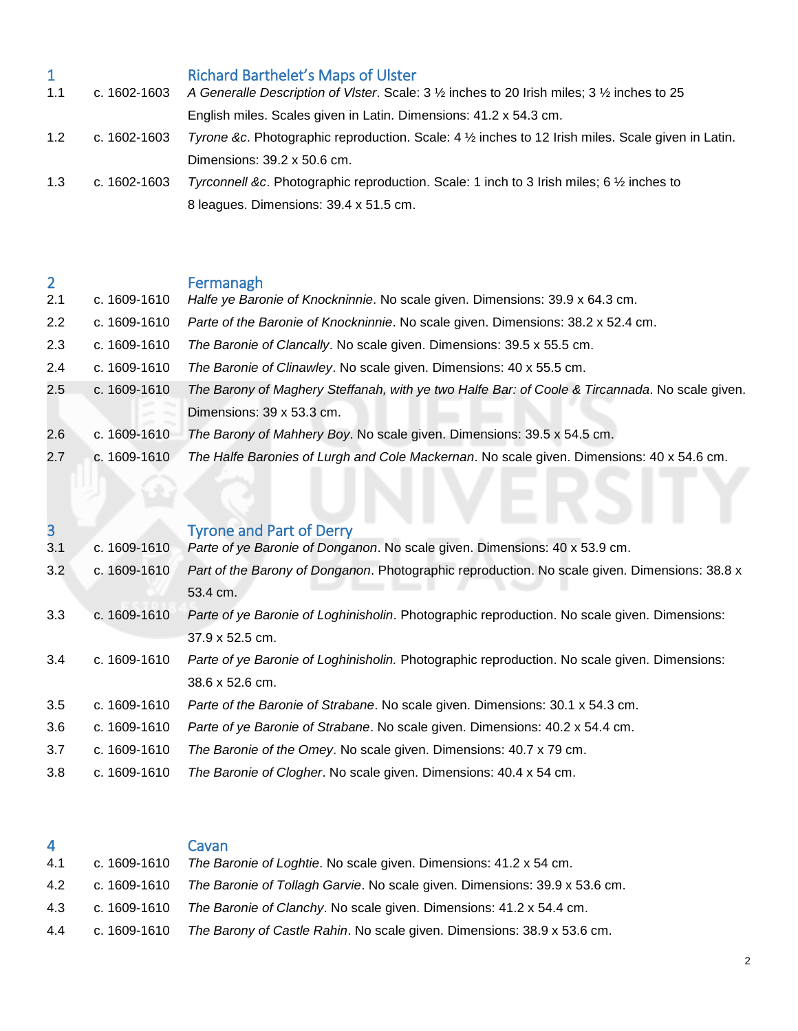## 1 Richard Barthelet's Maps of Ulster

| | | |
|---|---|---|
| 1.1 | c. 1602-1603 | *A Generalle Description of Vlster*. Scale: 3 ½ inches to 20 Irish miles; 3 ½ inches to 25 English miles. Scales given in Latin. Dimensions: 41.2 x 54.3 cm. |
| 1.2 | c. 1602-1603 | *Tyrone &c*. Photographic reproduction. Scale: 4 ½ inches to 12 Irish miles. Scale given in Latin. Dimensions: 39.2 x 50.6 cm. |
| 1.3 | c. 1602-1603 | *Tyrconnell &c*. Photographic reproduction. Scale: 1 inch to 3 Irish miles; 6 ½ inches to 8 leagues. Dimensions: 39.4 x 51.5 cm. |

## 2 Fermanagh

| | | |
|---|---|---|
| 2.1 | c. 1609-1610 | *Halfe ye Baronie of Knockninnie*. No scale given. Dimensions: 39.9 x 64.3 cm. |
| 2.2 | c. 1609-1610 | *Parte of the Baronie of Knockninnie*. No scale given. Dimensions: 38.2 x 52.4 cm. |
| 2.3 | c. 1609-1610 | *The Baronie of Clancally*. No scale given. Dimensions: 39.5 x 55.5 cm. |
| 2.4 | c. 1609-1610 | *The Baronie of Clinawley*. No scale given. Dimensions: 40 x 55.5 cm. |
| 2.5 | c. 1609-1610 | *The Barony of Maghery Steffanah, with ye two Halfe Bar: of Coole & Tircannada*. No scale given. Dimensions: 39 x 53.3 cm. |
| 2.6 | c. 1609-1610 | *The Barony of Mahhery Boy*. No scale given. Dimensions: 39.5 x 54.5 cm. |
| 2.7 | c. 1609-1610 | *The Halfe Baronies of Lurgh and Cole Mackernan*. No scale given. Dimensions: 40 x 54.6 cm. |

## 3 Tyrone and Part of Derry

| | | |
|---|---|---|
| 3.1 | c. 1609-1610 | *Parte of ye Baronie of Donganon*. No scale given. Dimensions: 40 x 53.9 cm. |
| 3.2 | c. 1609-1610 | *Part of the Barony of Donganon*. Photographic reproduction. No scale given. Dimensions: 38.8 x 53.4 cm. |
| 3.3 | c. 1609-1610 | *Parte of ye Baronie of Loghinisholin*. Photographic reproduction. No scale given. Dimensions: 37.9 x 52.5 cm. |
| 3.4 | c. 1609-1610 | *Parte of ye Baronie of Loghinisholin.* Photographic reproduction. No scale given. Dimensions: 38.6 x 52.6 cm. |
| 3.5 | c. 1609-1610 | *Parte of the Baronie of Strabane*. No scale given. Dimensions: 30.1 x 54.3 cm. |
| 3.6 | c. 1609-1610 | *Parte of ye Baronie of Strabane*. No scale given. Dimensions: 40.2 x 54.4 cm. |
| 3.7 | c. 1609-1610 | *The Baronie of the Omey*. No scale given. Dimensions: 40.7 x 79 cm. |
| 3.8 | c. 1609-1610 | *The Baronie of Clogher*. No scale given. Dimensions: 40.4 x 54 cm. |

## 4 Cavan

| | | |
|---|---|---|
| 4.1 | c. 1609-1610 | *The Baronie of Loghtie*. No scale given. Dimensions: 41.2 x 54 cm. |
| 4.2 | c. 1609-1610 | *The Baronie of Tollagh Garvie*. No scale given. Dimensions: 39.9 x 53.6 cm. |
| 4.3 | c. 1609-1610 | *The Baronie of Clanchy*. No scale given. Dimensions: 41.2 x 54.4 cm. |
| 4.4 | c. 1609-1610 | *The Barony of Castle Rahin*. No scale given. Dimensions: 38.9 x 53.6 cm. |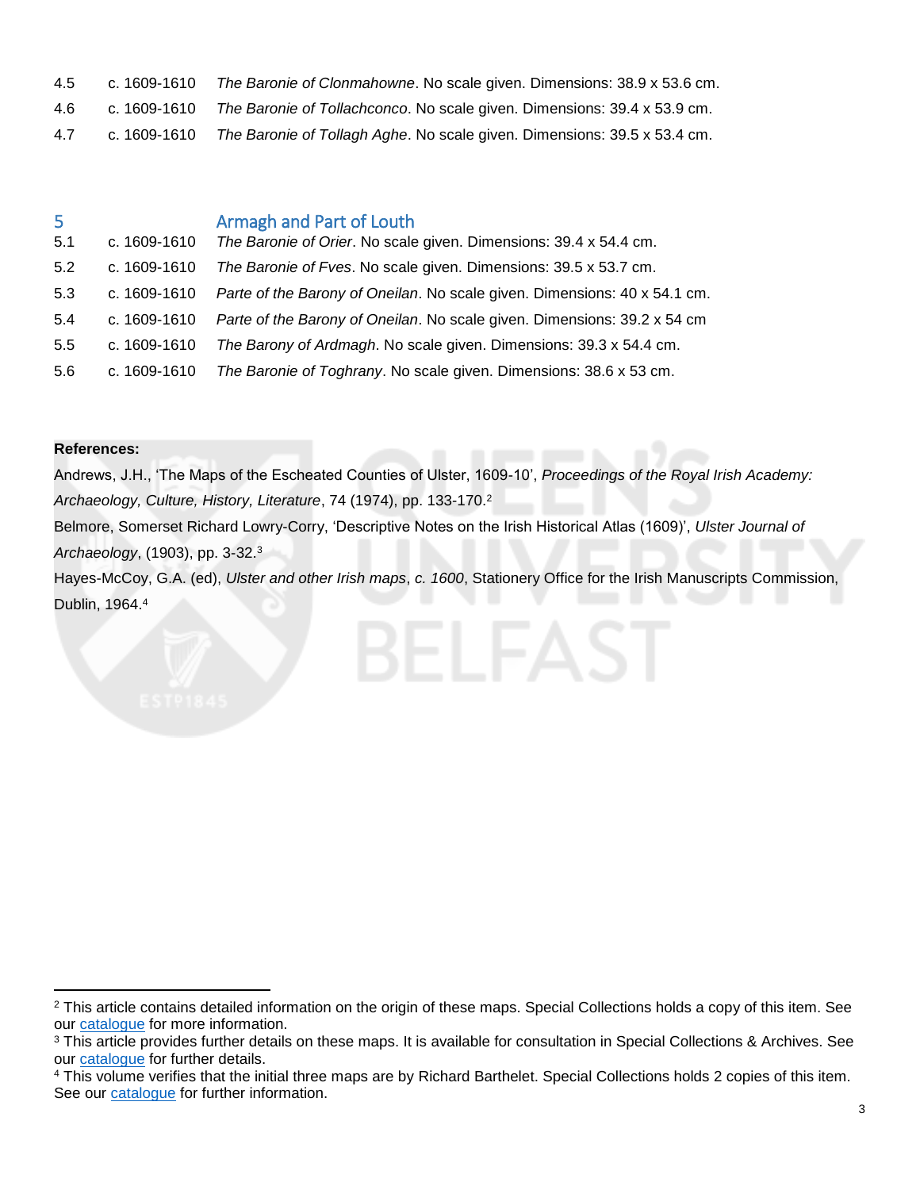| | | |
|---|---|---|
| 4.5 | c. 1609-1610 | *The Baronie of Clonmahowne*. No scale given. Dimensions: 38.9 x 53.6 cm. |
| 4.6 | c. 1609-1610 | *The Baronie of Tollachconco*. No scale given. Dimensions: 39.4 x 53.9 cm. |
| 4.7 | c. 1609-1610 | *The Baronie of Tollagh Aghe*. No scale given. Dimensions: 39.5 x 53.4 cm. |

## 5 Armagh and Part of Louth

| | | |
|---|---|---|
| 5.1 | c. 1609-1610 | *The Baronie of Orier*. No scale given. Dimensions: 39.4 x 54.4 cm. |
| 5.2 | c. 1609-1610 | *The Baronie of Fves*. No scale given. Dimensions: 39.5 x 53.7 cm. |
| 5.3 | c. 1609-1610 | *Parte of the Barony of Oneilan*. No scale given. Dimensions: 40 x 54.1 cm. |
| 5.4 | c. 1609-1610 | *Parte of the Barony of Oneilan*. No scale given. Dimensions: 39.2 x 54 cm |
| 5.5 | c. 1609-1610 | *The Barony of Ardmagh*. No scale given. Dimensions: 39.3 x 54.4 cm. |
| 5.6 | c. 1609-1610 | *The Baronie of Toghrany*. No scale given. Dimensions: 38.6 x 53 cm. |

**References:**

Andrews, J.H., 'The Maps of the Escheated Counties of Ulster, 1609-10', *Proceedings of the Royal Irish Academy: Archaeology, Culture, History, Literature*, 74 (1974), pp. 133-170.[2]

Belmore, Somerset Richard Lowry-Corry, 'Descriptive Notes on the Irish Historical Atlas (1609)', *Ulster Journal of Archaeology*, (1903), pp. 3-32.[3]

Hayes-McCoy, G.A. (ed), *Ulster and other Irish maps*, *c. 1600*, Stationery Office for the Irish Manuscripts Commission, Dublin, 1964.[4]

---

[2] This article contains detailed information on the origin of these maps. Special Collections holds a copy of this item. See our catalogue for more information.

[3] This article provides further details on these maps. It is available for consultation in Special Collections & Archives. See our catalogue for further details.

[4] This volume verifies that the initial three maps are by Richard Barthelet. Special Collections holds 2 copies of this item. See our catalogue for further information.